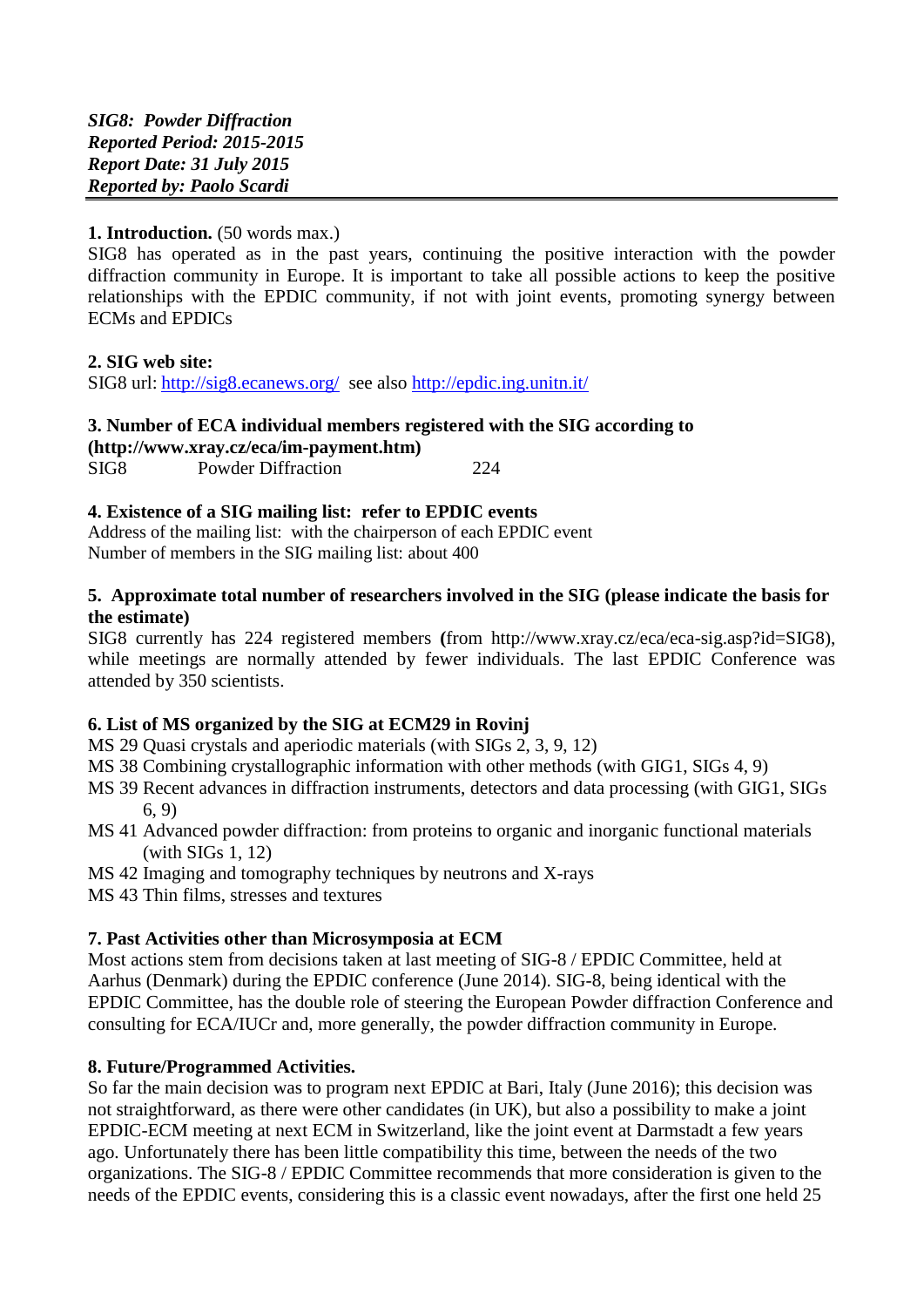***SIG8: Powder Diffraction***
***Reported Period: 2015-2015***
***Report Date: 31 July 2015***
***Reported by: Paolo Scardi***

---

**1. Introduction.** (50 words max.)

SIG8 has operated as in the past years, continuing the positive interaction with the powder diffraction community in Europe. It is important to take all possible actions to keep the positive relationships with the EPDIC community, if not with joint events, promoting synergy between ECMs and EPDICs

**2. SIG web site:**

SIG8 url: http://sig8.ecanews.org/ see also http://epdic.ing.unitn.it/

**3. Number of ECA individual members registered with the SIG according to (http://www.xray.cz/eca/im-payment.htm)**

SIG8 Powder Diffraction 224

**4. Existence of a SIG mailing list: refer to EPDIC events**

Address of the mailing list: with the chairperson of each EPDIC event

Number of members in the SIG mailing list: about 400

**5. Approximate total number of researchers involved in the SIG (please indicate the basis for the estimate)**

SIG8 currently has 224 registered members **(**from http://www.xray.cz/eca/eca-sig.asp?id=SIG8), while meetings are normally attended by fewer individuals. The last EPDIC Conference was attended by 350 scientists.

**6. List of MS organized by the SIG at ECM29 in Rovinj**

- MS 29 Quasi crystals and aperiodic materials (with SIGs 2, 3, 9, 12)
- MS 38 Combining crystallographic information with other methods (with GIG1, SIGs 4, 9)
- MS 39 Recent advances in diffraction instruments, detectors and data processing (with GIG1, SIGs 6, 9)
- MS 41 Advanced powder diffraction: from proteins to organic and inorganic functional materials (with SIGs 1, 12)
- MS 42 Imaging and tomography techniques by neutrons and X-rays
- MS 43 Thin films, stresses and textures

**7. Past Activities other than Microsymposia at ECM**

Most actions stem from decisions taken at last meeting of SIG-8 / EPDIC Committee, held at Aarhus (Denmark) during the EPDIC conference (June 2014). SIG-8, being identical with the EPDIC Committee, has the double role of steering the European Powder diffraction Conference and consulting for ECA/IUCr and, more generally, the powder diffraction community in Europe.

**8. Future/Programmed Activities.**

So far the main decision was to program next EPDIC at Bari, Italy (June 2016); this decision was not straightforward, as there were other candidates (in UK), but also a possibility to make a joint EPDIC-ECM meeting at next ECM in Switzerland, like the joint event at Darmstadt a few years ago. Unfortunately there has been little compatibility this time, between the needs of the two organizations. The SIG-8 / EPDIC Committee recommends that more consideration is given to the needs of the EPDIC events, considering this is a classic event nowadays, after the first one held 25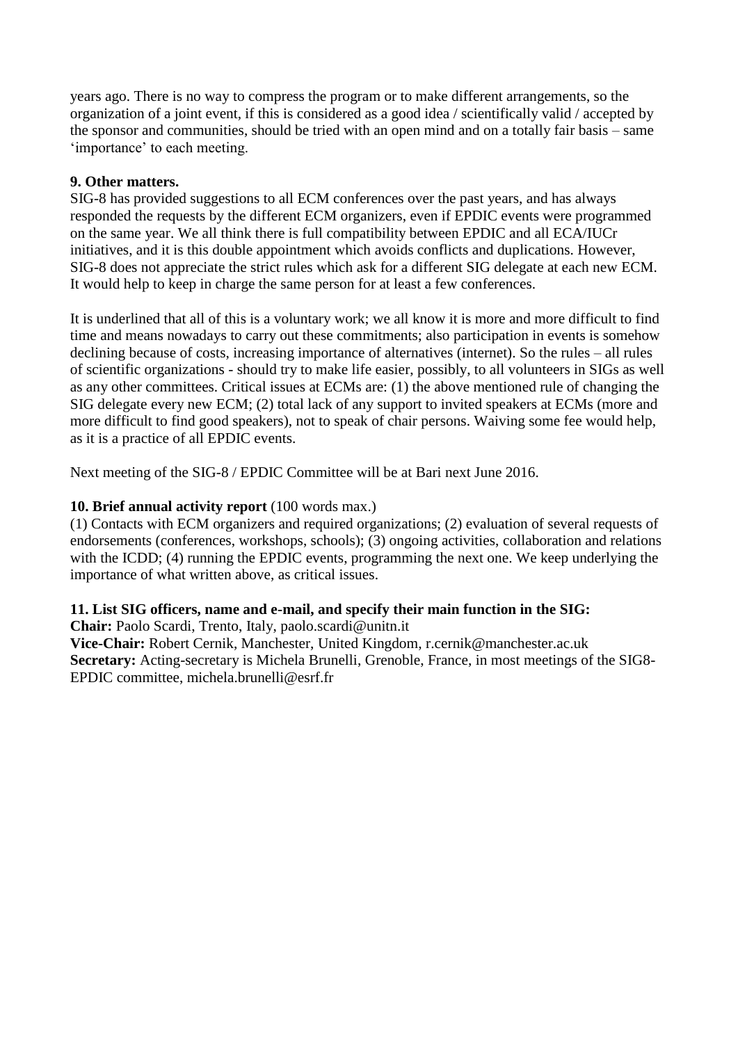years ago. There is no way to compress the program or to make different arrangements, so the organization of a joint event, if this is considered as a good idea / scientifically valid / accepted by the sponsor and communities, should be tried with an open mind and on a totally fair basis – same 'importance' to each meeting.

**9. Other matters.**

SIG-8 has provided suggestions to all ECM conferences over the past years, and has always responded the requests by the different ECM organizers, even if EPDIC events were programmed on the same year. We all think there is full compatibility between EPDIC and all ECA/IUCr initiatives, and it is this double appointment which avoids conflicts and duplications. However, SIG-8 does not appreciate the strict rules which ask for a different SIG delegate at each new ECM. It would help to keep in charge the same person for at least a few conferences.

It is underlined that all of this is a voluntary work; we all know it is more and more difficult to find time and means nowadays to carry out these commitments; also participation in events is somehow declining because of costs, increasing importance of alternatives (internet). So the rules – all rules of scientific organizations - should try to make life easier, possibly, to all volunteers in SIGs as well as any other committees. Critical issues at ECMs are: (1) the above mentioned rule of changing the SIG delegate every new ECM; (2) total lack of any support to invited speakers at ECMs (more and more difficult to find good speakers), not to speak of chair persons. Waiving some fee would help, as it is a practice of all EPDIC events.

Next meeting of the SIG-8 / EPDIC Committee will be at Bari next June 2016.

**10. Brief annual activity report** (100 words max.)

(1) Contacts with ECM organizers and required organizations; (2) evaluation of several requests of endorsements (conferences, workshops, schools); (3) ongoing activities, collaboration and relations with the ICDD; (4) running the EPDIC events, programming the next one. We keep underlying the importance of what written above, as critical issues.

**11. List SIG officers, name and e-mail, and specify their main function in the SIG:**

**Chair:** Paolo Scardi, Trento, Italy, paolo.scardi@unitn.it

**Vice-Chair:** Robert Cernik, Manchester, United Kingdom, r.cernik@manchester.ac.uk

**Secretary:** Acting-secretary is Michela Brunelli, Grenoble, France, in most meetings of the SIG8-EPDIC committee, michela.brunelli@esrf.fr